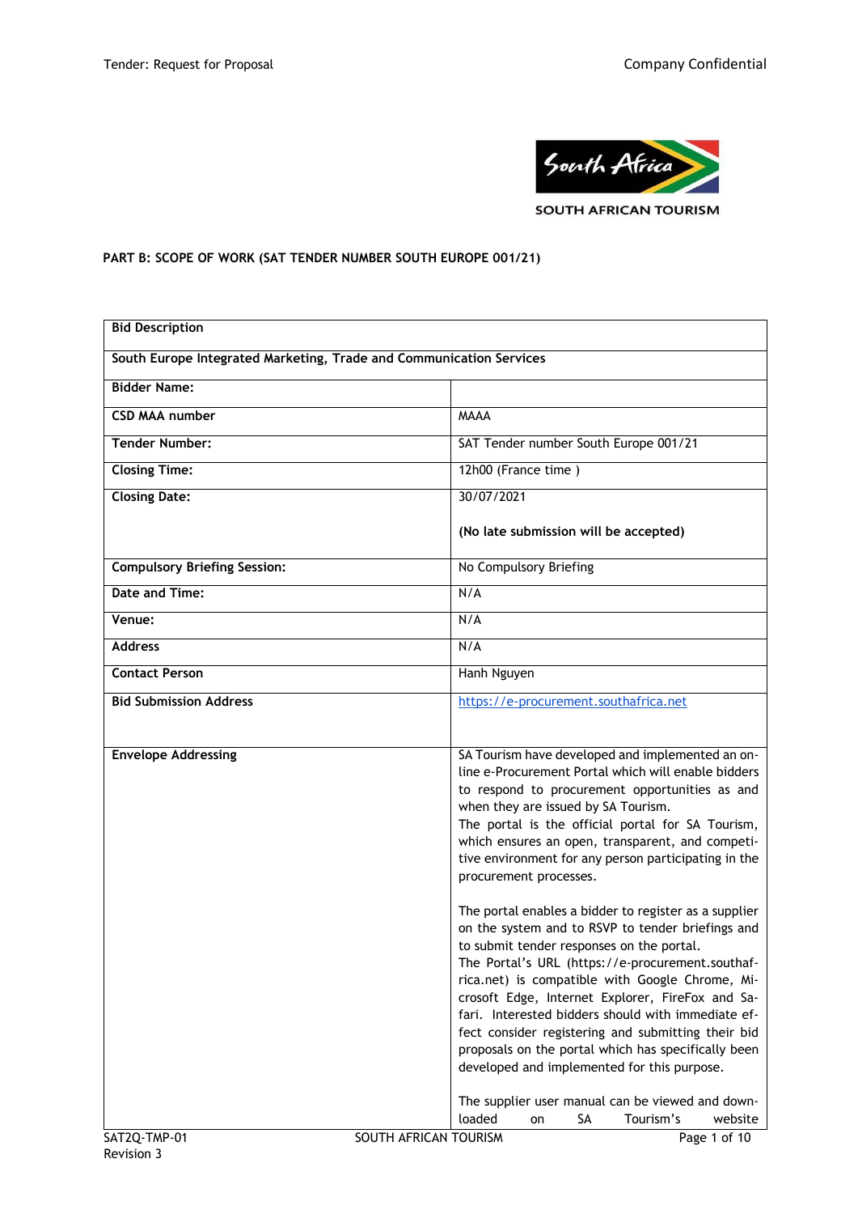**PART B: SCOPE OF WORK (SAT TENDER NUMBER SOUTH EUROPE 001/21)**

| **Bid Description** | |
|---|---|
| **South Europe Integrated Marketing, Trade and Communication Services** | |
| **Bidder Name:** | |
| **CSD MAA number** | MAAA |
| **Tender Number:** | SAT Tender number South Europe 001/21 |
| **Closing Time:** | 12h00 (France time ) |
| **Closing Date:** | 30/07/2021<br><br>**(No late submission will be accepted)** |
| **Compulsory Briefing Session:** | No Compulsory Briefing |
| **Date and Time:** | N/A |
| **Venue:** | N/A |
| **Address** | N/A |
| **Contact Person** | Hanh Nguyen |
| **Bid Submission Address** | https://e-procurement.southafrica.net |
| **Envelope Addressing** | SA Tourism have developed and implemented an on-line e-Procurement Portal which will enable bidders to respond to procurement opportunities as and when they are issued by SA Tourism.<br>The portal is the official portal for SA Tourism, which ensures an open, transparent, and competitive environment for any person participating in the procurement processes.<br><br>The portal enables a bidder to register as a supplier on the system and to RSVP to tender briefings and to submit tender responses on the portal.<br>The Portal's URL (https://e-procurement.southafrica.net) is compatible with Google Chrome, Microsoft Edge, Internet Explorer, FireFox and Safari. Interested bidders should with immediate effect consider registering and submitting their bid proposals on the portal which has specifically been developed and implemented for this purpose.<br><br>The supplier user manual can be viewed and downloaded on SA Tourism's website |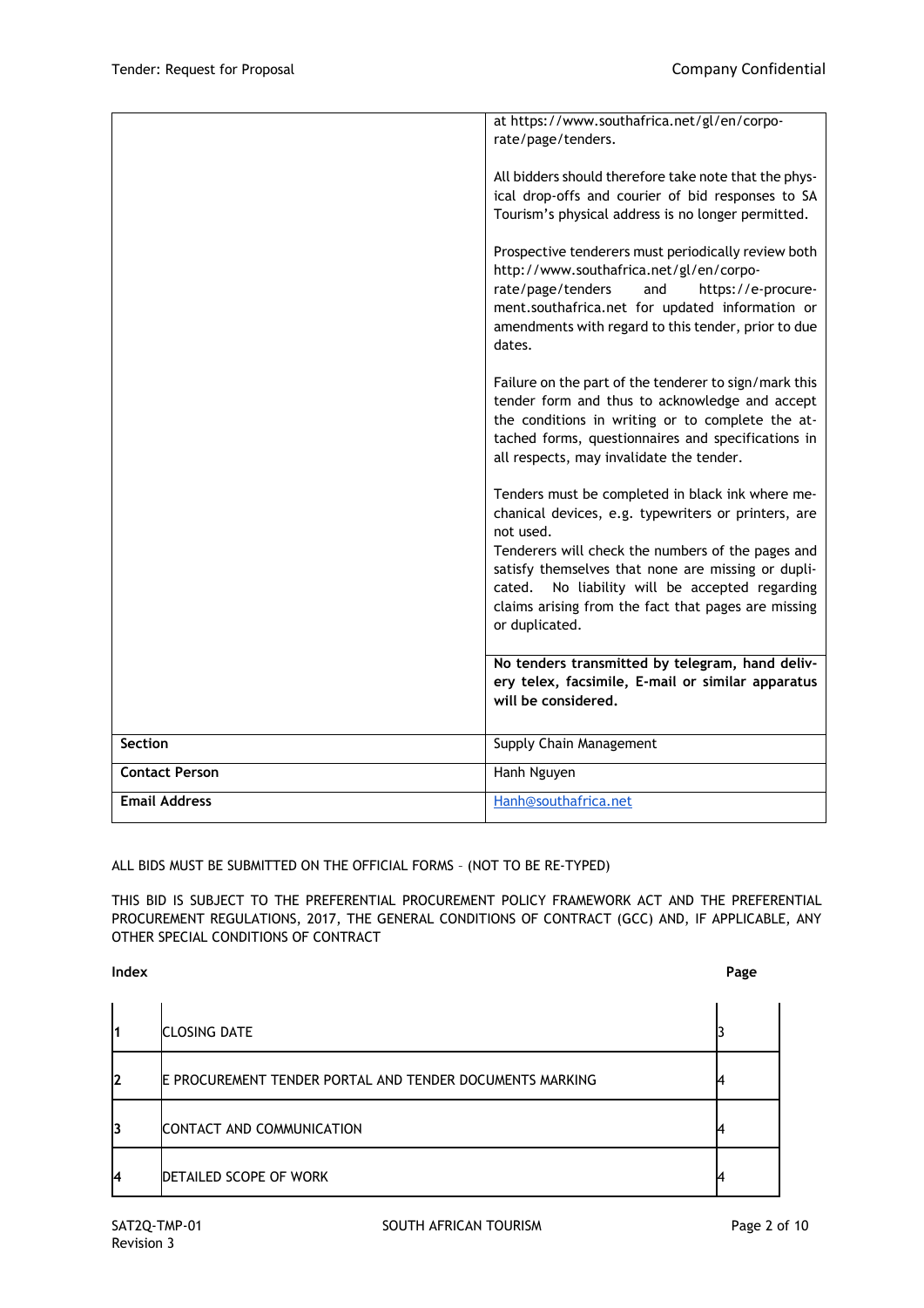| | |
|---|---|
| | at https://www.southafrica.net/gl/en/corporate/page/tenders.<br><br>All bidders should therefore take note that the physical drop-offs and courier of bid responses to SA Tourism's physical address is no longer permitted.<br><br>Prospective tenderers must periodically review both http://www.southafrica.net/gl/en/corporate/page/tenders and https://e-procurement.southafrica.net for updated information or amendments with regard to this tender, prior to due dates.<br><br>Failure on the part of the tenderer to sign/mark this tender form and thus to acknowledge and accept the conditions in writing or to complete the attached forms, questionnaires and specifications in all respects, may invalidate the tender.<br><br>Tenders must be completed in black ink where mechanical devices, e.g. typewriters or printers, are not used.<br>Tenderers will check the numbers of the pages and satisfy themselves that none are missing or duplicated. No liability will be accepted regarding claims arising from the fact that pages are missing or duplicated.<br><br>**No tenders transmitted by telegram, hand delivery telex, facsimile, E-mail or similar apparatus will be considered.** |
| **Section** | Supply Chain Management |
| **Contact Person** | Hanh Nguyen |
| **Email Address** | Hanh@southafrica.net |

ALL BIDS MUST BE SUBMITTED ON THE OFFICIAL FORMS – (NOT TO BE RE-TYPED)

THIS BID IS SUBJECT TO THE PREFERENTIAL PROCUREMENT POLICY FRAMEWORK ACT AND THE PREFERENTIAL PROCUREMENT REGULATIONS, 2017, THE GENERAL CONDITIONS OF CONTRACT (GCC) AND, IF APPLICABLE, ANY OTHER SPECIAL CONDITIONS OF CONTRACT

**Index** **Page**

| | | |
|---|---|---|
| 1 | CLOSING DATE | 3 |
| 2 | E PROCUREMENT TENDER PORTAL AND TENDER DOCUMENTS MARKING | 4 |
| 3 | CONTACT AND COMMUNICATION | 4 |
| 4 | DETAILED SCOPE OF WORK | 4 |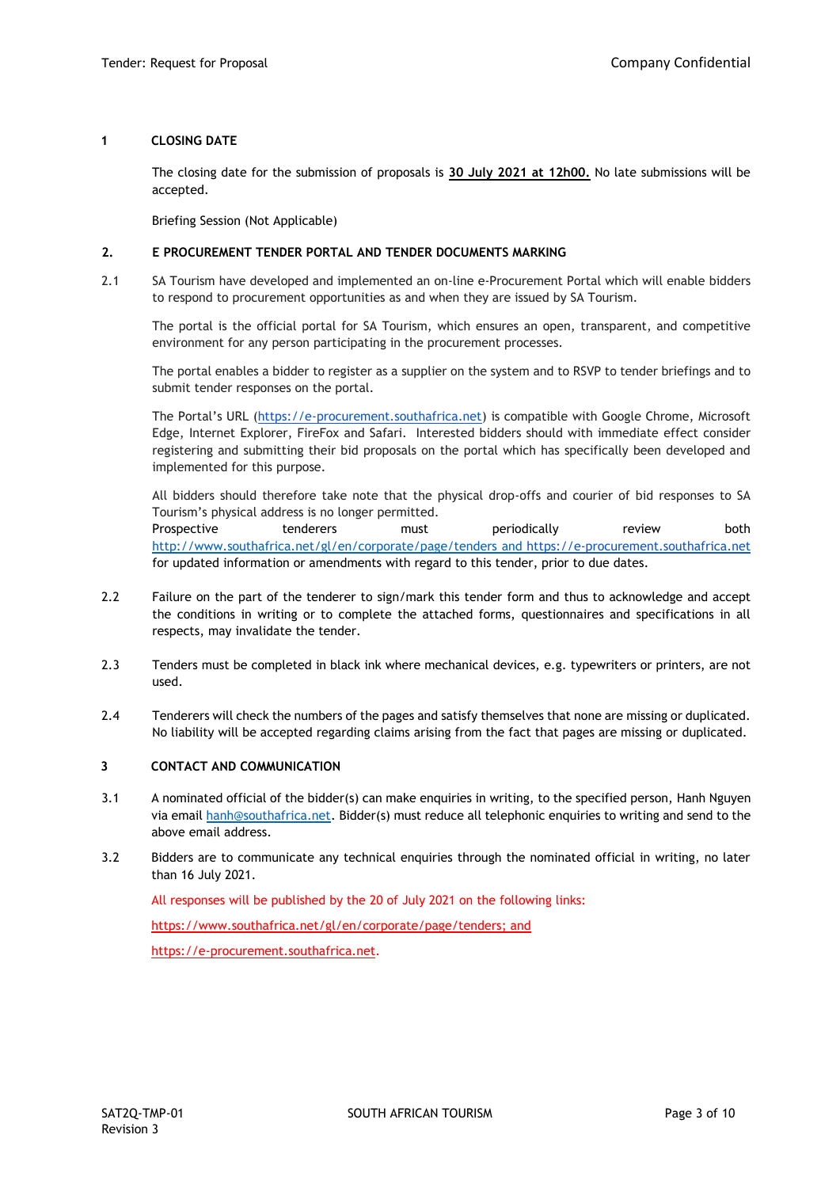## 1 CLOSING DATE

The closing date for the submission of proposals is **30 July 2021 at 12h00.** No late submissions will be accepted.

Briefing Session (Not Applicable)

## 2. E PROCUREMENT TENDER PORTAL AND TENDER DOCUMENTS MARKING

2.1 SA Tourism have developed and implemented an on-line e-Procurement Portal which will enable bidders to respond to procurement opportunities as and when they are issued by SA Tourism.

The portal is the official portal for SA Tourism, which ensures an open, transparent, and competitive environment for any person participating in the procurement processes.

The portal enables a bidder to register as a supplier on the system and to RSVP to tender briefings and to submit tender responses on the portal.

The Portal's URL (https://e-procurement.southafrica.net) is compatible with Google Chrome, Microsoft Edge, Internet Explorer, FireFox and Safari. Interested bidders should with immediate effect consider registering and submitting their bid proposals on the portal which has specifically been developed and implemented for this purpose.

All bidders should therefore take note that the physical drop-offs and courier of bid responses to SA Tourism's physical address is no longer permitted.
Prospective tenderers must periodically review both http://www.southafrica.net/gl/en/corporate/page/tenders and https://e-procurement.southafrica.net for updated information or amendments with regard to this tender, prior to due dates.

2.2 Failure on the part of the tenderer to sign/mark this tender form and thus to acknowledge and accept the conditions in writing or to complete the attached forms, questionnaires and specifications in all respects, may invalidate the tender.

2.3 Tenders must be completed in black ink where mechanical devices, e.g. typewriters or printers, are not used.

2.4 Tenderers will check the numbers of the pages and satisfy themselves that none are missing or duplicated. No liability will be accepted regarding claims arising from the fact that pages are missing or duplicated.

## 3 CONTACT AND COMMUNICATION

3.1 A nominated official of the bidder(s) can make enquiries in writing, to the specified person, Hanh Nguyen via email hanh@southafrica.net. Bidder(s) must reduce all telephonic enquiries to writing and send to the above email address.

3.2 Bidders are to communicate any technical enquiries through the nominated official in writing, no later than 16 July 2021.

All responses will be published by the 20 of July 2021 on the following links:

https://www.southafrica.net/gl/en/corporate/page/tenders; and

https://e-procurement.southafrica.net.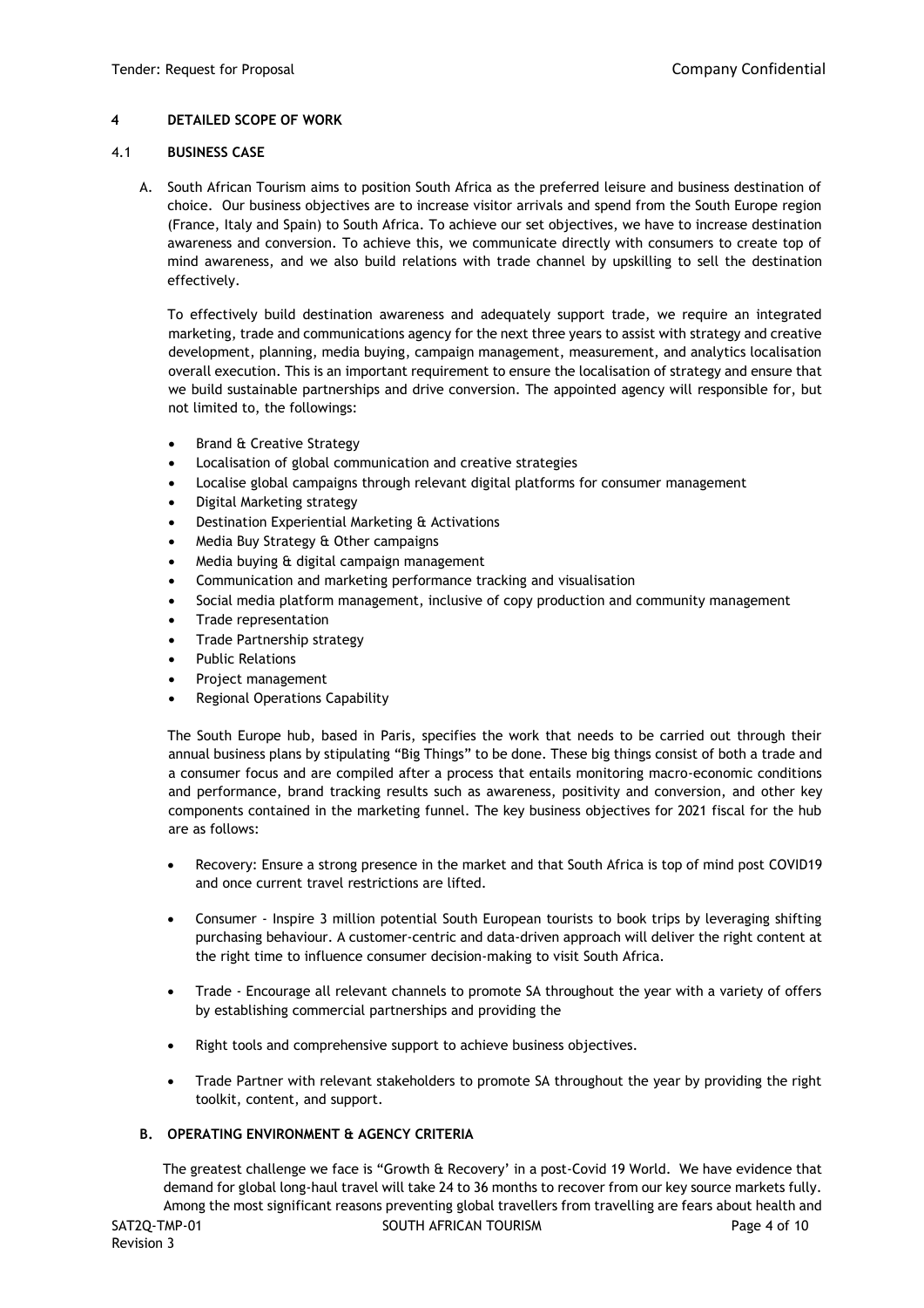## 4 DETAILED SCOPE OF WORK

### 4.1 BUSINESS CASE

A. South African Tourism aims to position South Africa as the preferred leisure and business destination of choice. Our business objectives are to increase visitor arrivals and spend from the South Europe region (France, Italy and Spain) to South Africa. To achieve our set objectives, we have to increase destination awareness and conversion. To achieve this, we communicate directly with consumers to create top of mind awareness, and we also build relations with trade channel by upskilling to sell the destination effectively.

To effectively build destination awareness and adequately support trade, we require an integrated marketing, trade and communications agency for the next three years to assist with strategy and creative development, planning, media buying, campaign management, measurement, and analytics localisation overall execution. This is an important requirement to ensure the localisation of strategy and ensure that we build sustainable partnerships and drive conversion. The appointed agency will responsible for, but not limited to, the followings:

- Brand & Creative Strategy
- Localisation of global communication and creative strategies
- Localise global campaigns through relevant digital platforms for consumer management
- Digital Marketing strategy
- Destination Experiential Marketing & Activations
- Media Buy Strategy & Other campaigns
- Media buying & digital campaign management
- Communication and marketing performance tracking and visualisation
- Social media platform management, inclusive of copy production and community management
- Trade representation
- Trade Partnership strategy
- Public Relations
- Project management
- Regional Operations Capability

The South Europe hub, based in Paris, specifies the work that needs to be carried out through their annual business plans by stipulating "Big Things" to be done. These big things consist of both a trade and a consumer focus and are compiled after a process that entails monitoring macro-economic conditions and performance, brand tracking results such as awareness, positivity and conversion, and other key components contained in the marketing funnel. The key business objectives for 2021 fiscal for the hub are as follows:

- Recovery: Ensure a strong presence in the market and that South Africa is top of mind post COVID19 and once current travel restrictions are lifted.
- Consumer - Inspire 3 million potential South European tourists to book trips by leveraging shifting purchasing behaviour. A customer-centric and data-driven approach will deliver the right content at the right time to influence consumer decision-making to visit South Africa.
- Trade - Encourage all relevant channels to promote SA throughout the year with a variety of offers by establishing commercial partnerships and providing the
- Right tools and comprehensive support to achieve business objectives.
- Trade Partner with relevant stakeholders to promote SA throughout the year by providing the right toolkit, content, and support.

### B. OPERATING ENVIRONMENT & AGENCY CRITERIA

The greatest challenge we face is "Growth & Recovery' in a post-Covid 19 World. We have evidence that demand for global long-haul travel will take 24 to 36 months to recover from our key source markets fully. Among the most significant reasons preventing global travellers from travelling are fears about health and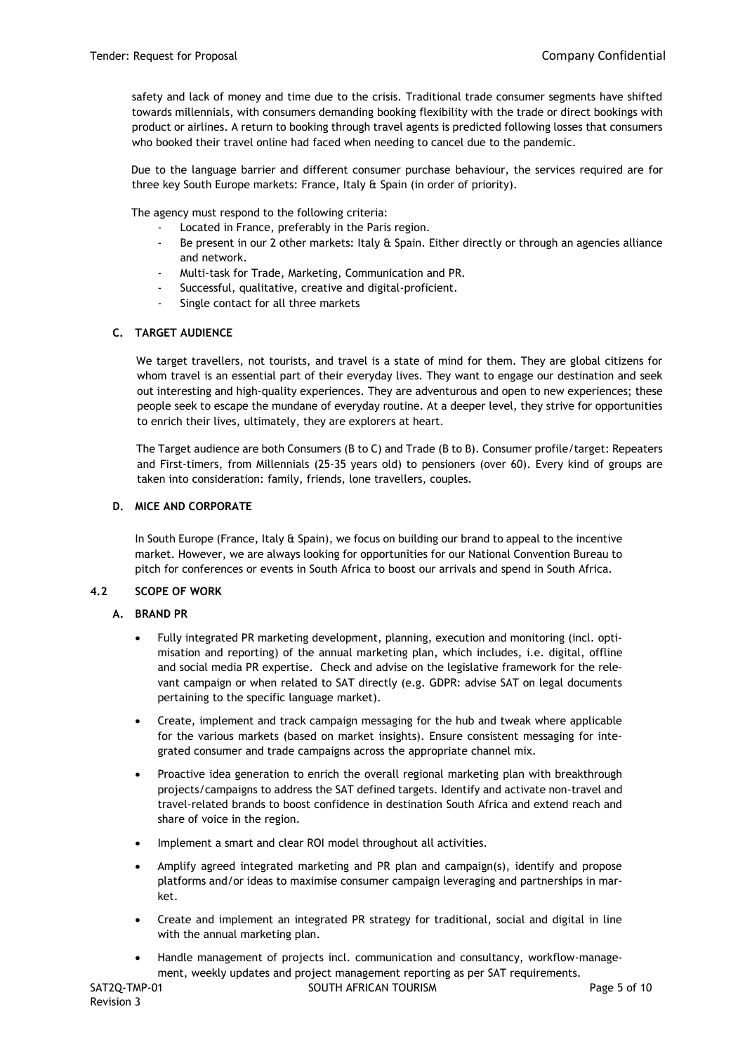safety and lack of money and time due to the crisis. Traditional trade consumer segments have shifted towards millennials, with consumers demanding booking flexibility with the trade or direct bookings with product or airlines. A return to booking through travel agents is predicted following losses that consumers who booked their travel online had faced when needing to cancel due to the pandemic.

Due to the language barrier and different consumer purchase behaviour, the services required are for three key South Europe markets: France, Italy & Spain (in order of priority).

The agency must respond to the following criteria:

- Located in France, preferably in the Paris region.
- Be present in our 2 other markets: Italy & Spain. Either directly or through an agencies alliance and network.
- Multi-task for Trade, Marketing, Communication and PR.
- Successful, qualitative, creative and digital-proficient.
- Single contact for all three markets

### C. TARGET AUDIENCE

We target travellers, not tourists, and travel is a state of mind for them. They are global citizens for whom travel is an essential part of their everyday lives. They want to engage our destination and seek out interesting and high-quality experiences. They are adventurous and open to new experiences; these people seek to escape the mundane of everyday routine. At a deeper level, they strive for opportunities to enrich their lives, ultimately, they are explorers at heart.

The Target audience are both Consumers (B to C) and Trade (B to B). Consumer profile/target: Repeaters and First-timers, from Millennials (25-35 years old) to pensioners (over 60). Every kind of groups are taken into consideration: family, friends, lone travellers, couples.

### D. MICE AND CORPORATE

In South Europe (France, Italy & Spain), we focus on building our brand to appeal to the incentive market. However, we are always looking for opportunities for our National Convention Bureau to pitch for conferences or events in South Africa to boost our arrivals and spend in South Africa.

## 4.2 SCOPE OF WORK

### A. BRAND PR

- Fully integrated PR marketing development, planning, execution and monitoring (incl. optimisation and reporting) of the annual marketing plan, which includes, i.e. digital, offline and social media PR expertise. Check and advise on the legislative framework for the relevant campaign or when related to SAT directly (e.g. GDPR: advise SAT on legal documents pertaining to the specific language market).
- Create, implement and track campaign messaging for the hub and tweak where applicable for the various markets (based on market insights). Ensure consistent messaging for integrated consumer and trade campaigns across the appropriate channel mix.
- Proactive idea generation to enrich the overall regional marketing plan with breakthrough projects/campaigns to address the SAT defined targets. Identify and activate non-travel and travel-related brands to boost confidence in destination South Africa and extend reach and share of voice in the region.
- Implement a smart and clear ROI model throughout all activities.
- Amplify agreed integrated marketing and PR plan and campaign(s), identify and propose platforms and/or ideas to maximise consumer campaign leveraging and partnerships in market.
- Create and implement an integrated PR strategy for traditional, social and digital in line with the annual marketing plan.
- Handle management of projects incl. communication and consultancy, workflow-management, weekly updates and project management reporting as per SAT requirements.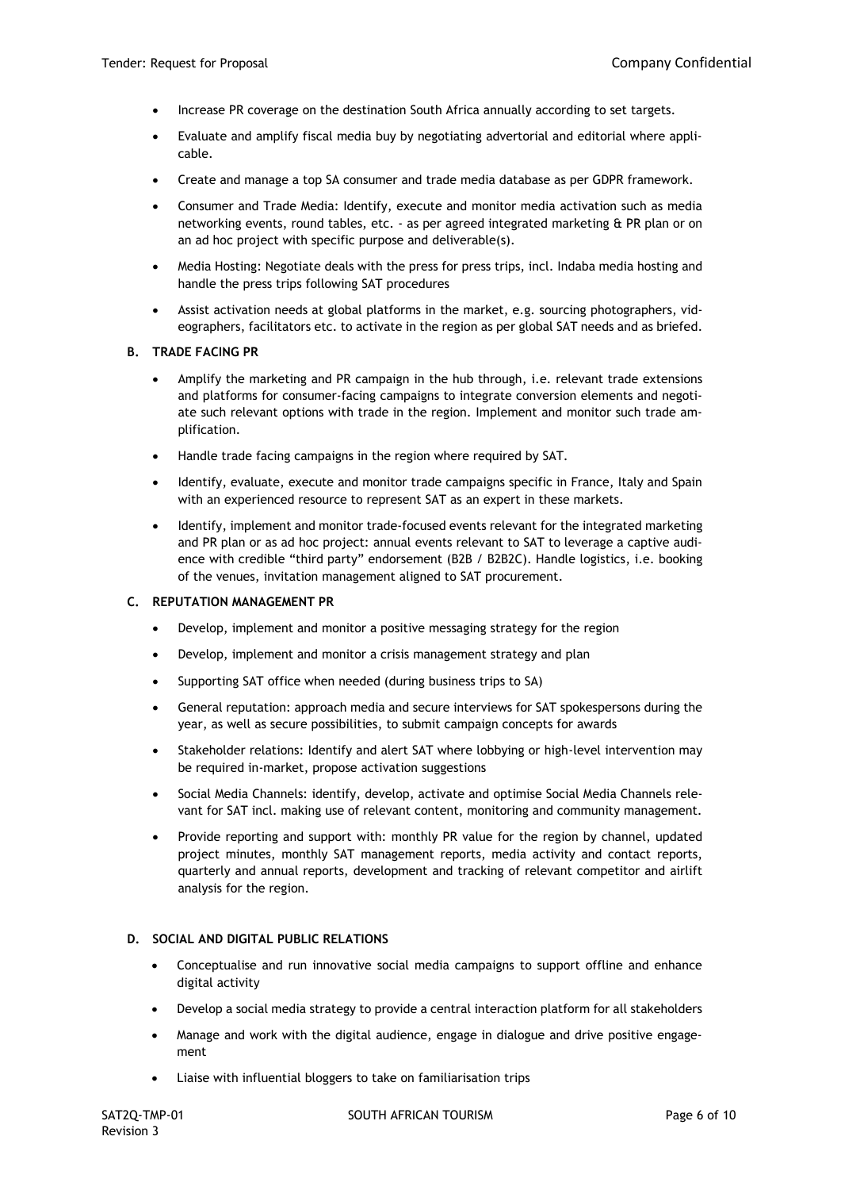- Increase PR coverage on the destination South Africa annually according to set targets.
- Evaluate and amplify fiscal media buy by negotiating advertorial and editorial where applicable.
- Create and manage a top SA consumer and trade media database as per GDPR framework.
- Consumer and Trade Media: Identify, execute and monitor media activation such as media networking events, round tables, etc. - as per agreed integrated marketing & PR plan or on an ad hoc project with specific purpose and deliverable(s).
- Media Hosting: Negotiate deals with the press for press trips, incl. Indaba media hosting and handle the press trips following SAT procedures
- Assist activation needs at global platforms in the market, e.g. sourcing photographers, videographers, facilitators etc. to activate in the region as per global SAT needs and as briefed.

**B. TRADE FACING PR**

- Amplify the marketing and PR campaign in the hub through, i.e. relevant trade extensions and platforms for consumer-facing campaigns to integrate conversion elements and negotiate such relevant options with trade in the region. Implement and monitor such trade amplification.
- Handle trade facing campaigns in the region where required by SAT.
- Identify, evaluate, execute and monitor trade campaigns specific in France, Italy and Spain with an experienced resource to represent SAT as an expert in these markets.
- Identify, implement and monitor trade-focused events relevant for the integrated marketing and PR plan or as ad hoc project: annual events relevant to SAT to leverage a captive audience with credible "third party" endorsement (B2B / B2B2C). Handle logistics, i.e. booking of the venues, invitation management aligned to SAT procurement.

**C. REPUTATION MANAGEMENT PR**

- Develop, implement and monitor a positive messaging strategy for the region
- Develop, implement and monitor a crisis management strategy and plan
- Supporting SAT office when needed (during business trips to SA)
- General reputation: approach media and secure interviews for SAT spokespersons during the year, as well as secure possibilities, to submit campaign concepts for awards
- Stakeholder relations: Identify and alert SAT where lobbying or high-level intervention may be required in-market, propose activation suggestions
- Social Media Channels: identify, develop, activate and optimise Social Media Channels relevant for SAT incl. making use of relevant content, monitoring and community management.
- Provide reporting and support with: monthly PR value for the region by channel, updated project minutes, monthly SAT management reports, media activity and contact reports, quarterly and annual reports, development and tracking of relevant competitor and airlift analysis for the region.

**D. SOCIAL AND DIGITAL PUBLIC RELATIONS**

- Conceptualise and run innovative social media campaigns to support offline and enhance digital activity
- Develop a social media strategy to provide a central interaction platform for all stakeholders
- Manage and work with the digital audience, engage in dialogue and drive positive engagement
- Liaise with influential bloggers to take on familiarisation trips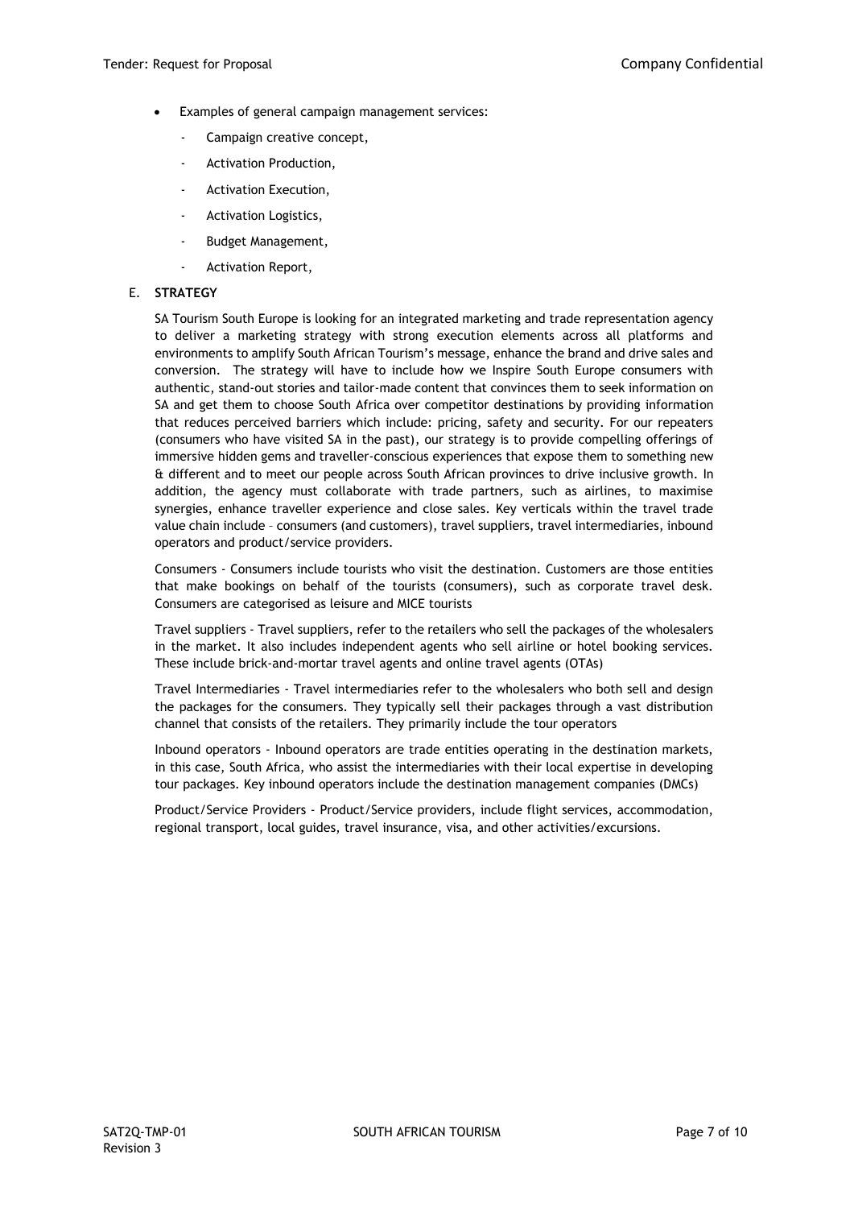- Examples of general campaign management services:
  - Campaign creative concept,
  - Activation Production,
  - Activation Execution,
  - Activation Logistics,
  - Budget Management,
  - Activation Report,

E. **STRATEGY**

SA Tourism South Europe is looking for an integrated marketing and trade representation agency to deliver a marketing strategy with strong execution elements across all platforms and environments to amplify South African Tourism's message, enhance the brand and drive sales and conversion. The strategy will have to include how we Inspire South Europe consumers with authentic, stand-out stories and tailor-made content that convinces them to seek information on SA and get them to choose South Africa over competitor destinations by providing information that reduces perceived barriers which include: pricing, safety and security. For our repeaters (consumers who have visited SA in the past), our strategy is to provide compelling offerings of immersive hidden gems and traveller-conscious experiences that expose them to something new & different and to meet our people across South African provinces to drive inclusive growth. In addition, the agency must collaborate with trade partners, such as airlines, to maximise synergies, enhance traveller experience and close sales. Key verticals within the travel trade value chain include – consumers (and customers), travel suppliers, travel intermediaries, inbound operators and product/service providers.

Consumers - Consumers include tourists who visit the destination. Customers are those entities that make bookings on behalf of the tourists (consumers), such as corporate travel desk. Consumers are categorised as leisure and MICE tourists

Travel suppliers - Travel suppliers, refer to the retailers who sell the packages of the wholesalers in the market. It also includes independent agents who sell airline or hotel booking services. These include brick-and-mortar travel agents and online travel agents (OTAs)

Travel Intermediaries - Travel intermediaries refer to the wholesalers who both sell and design the packages for the consumers. They typically sell their packages through a vast distribution channel that consists of the retailers. They primarily include the tour operators

Inbound operators - Inbound operators are trade entities operating in the destination markets, in this case, South Africa, who assist the intermediaries with their local expertise in developing tour packages. Key inbound operators include the destination management companies (DMCs)

Product/Service Providers - Product/Service providers, include flight services, accommodation, regional transport, local guides, travel insurance, visa, and other activities/excursions.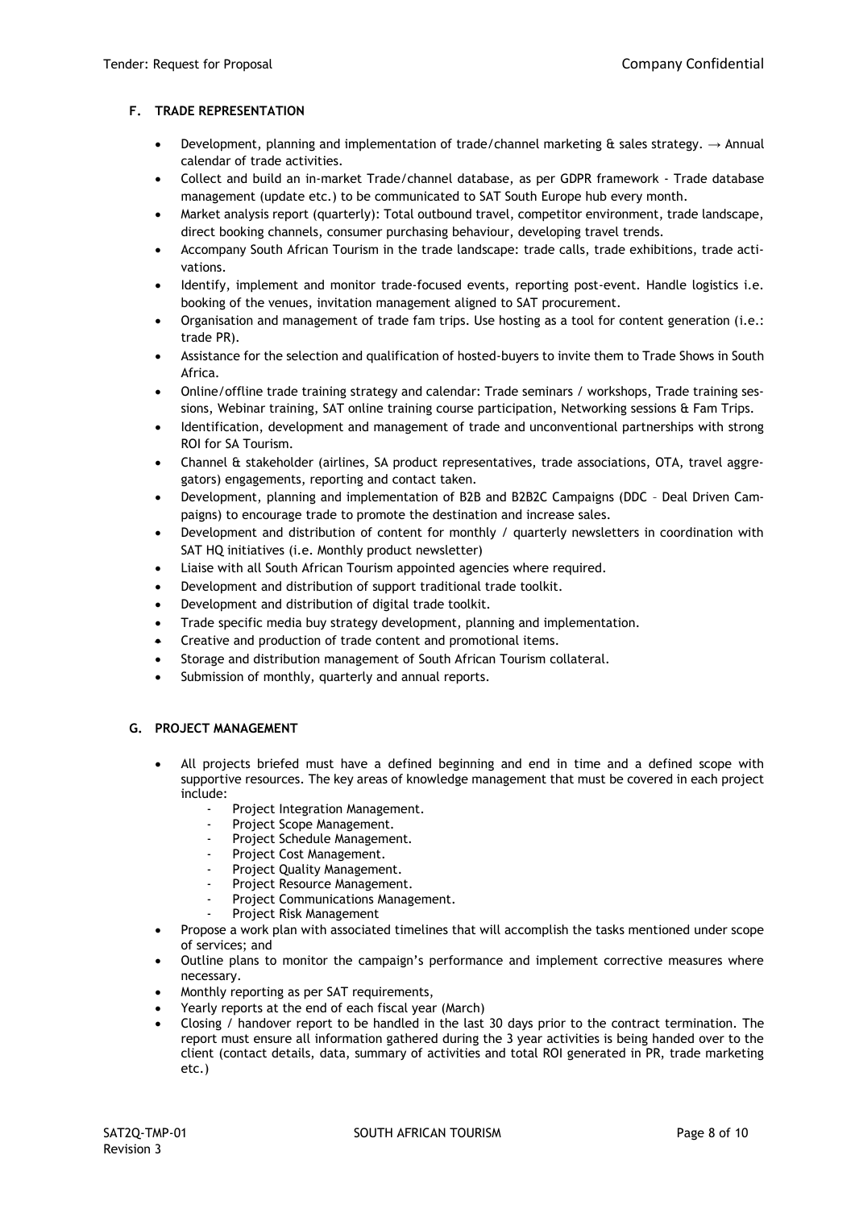**F. TRADE REPRESENTATION**

- Development, planning and implementation of trade/channel marketing & sales strategy. → Annual calendar of trade activities.
- Collect and build an in-market Trade/channel database, as per GDPR framework - Trade database management (update etc.) to be communicated to SAT South Europe hub every month.
- Market analysis report (quarterly): Total outbound travel, competitor environment, trade landscape, direct booking channels, consumer purchasing behaviour, developing travel trends.
- Accompany South African Tourism in the trade landscape: trade calls, trade exhibitions, trade activations.
- Identify, implement and monitor trade-focused events, reporting post-event. Handle logistics i.e. booking of the venues, invitation management aligned to SAT procurement.
- Organisation and management of trade fam trips. Use hosting as a tool for content generation (i.e.: trade PR).
- Assistance for the selection and qualification of hosted-buyers to invite them to Trade Shows in South Africa.
- Online/offline trade training strategy and calendar: Trade seminars / workshops, Trade training sessions, Webinar training, SAT online training course participation, Networking sessions & Fam Trips.
- Identification, development and management of trade and unconventional partnerships with strong ROI for SA Tourism.
- Channel & stakeholder (airlines, SA product representatives, trade associations, OTA, travel aggregators) engagements, reporting and contact taken.
- Development, planning and implementation of B2B and B2B2C Campaigns (DDC – Deal Driven Campaigns) to encourage trade to promote the destination and increase sales.
- Development and distribution of content for monthly / quarterly newsletters in coordination with SAT HQ initiatives (i.e. Monthly product newsletter)
- Liaise with all South African Tourism appointed agencies where required.
- Development and distribution of support traditional trade toolkit.
- Development and distribution of digital trade toolkit.
- Trade specific media buy strategy development, planning and implementation.
- Creative and production of trade content and promotional items.
- Storage and distribution management of South African Tourism collateral.
- Submission of monthly, quarterly and annual reports.

**G. PROJECT MANAGEMENT**

- All projects briefed must have a defined beginning and end in time and a defined scope with supportive resources. The key areas of knowledge management that must be covered in each project include:
  - Project Integration Management.
  - Project Scope Management.
  - Project Schedule Management.
  - Project Cost Management.
  - Project Quality Management.
  - Project Resource Management.
  - Project Communications Management.
  - Project Risk Management
- Propose a work plan with associated timelines that will accomplish the tasks mentioned under scope of services; and
- Outline plans to monitor the campaign's performance and implement corrective measures where necessary.
- Monthly reporting as per SAT requirements,
- Yearly reports at the end of each fiscal year (March)
- Closing / handover report to be handled in the last 30 days prior to the contract termination. The report must ensure all information gathered during the 3 year activities is being handed over to the client (contact details, data, summary of activities and total ROI generated in PR, trade marketing etc.)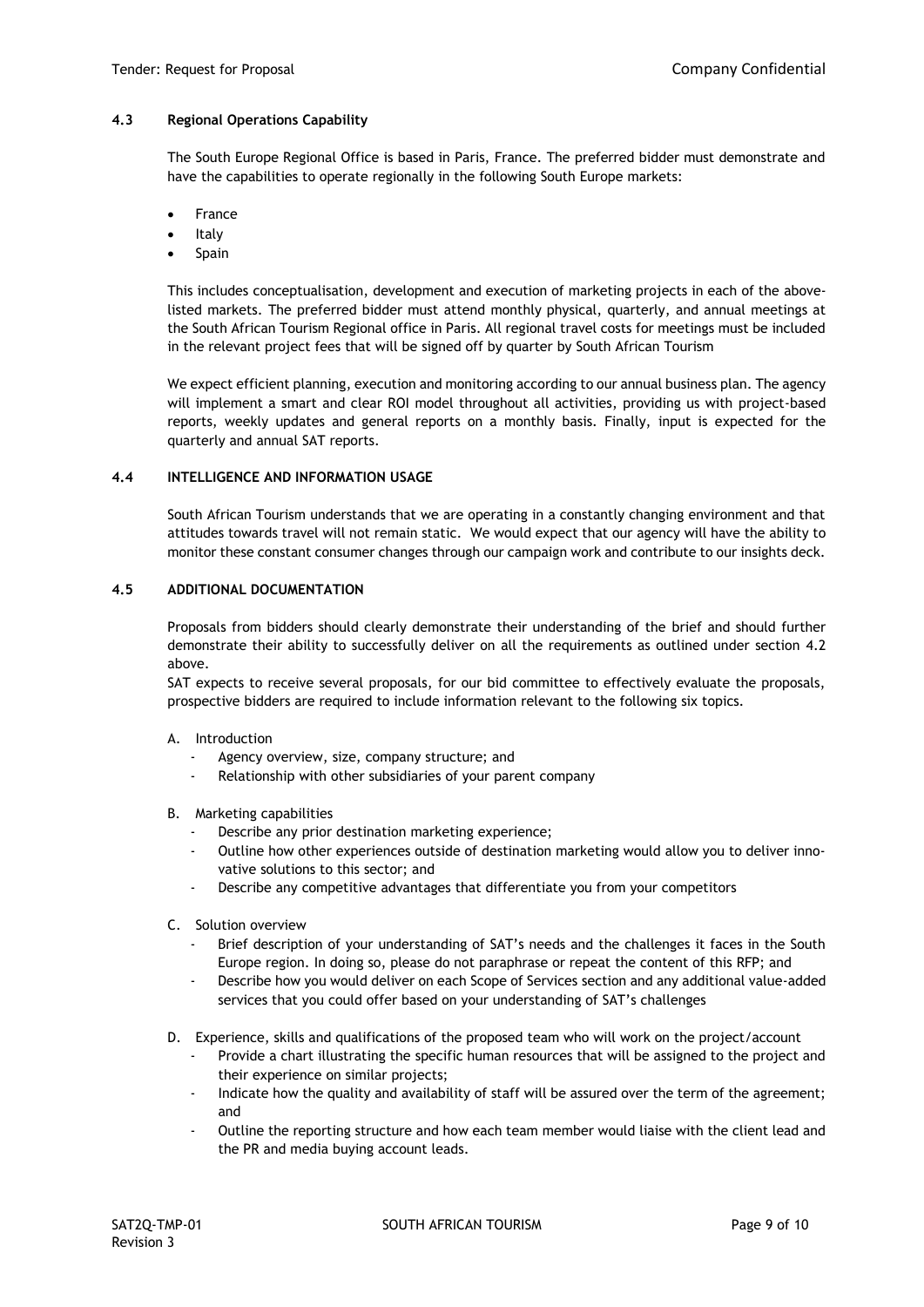### 4.3 Regional Operations Capability

The South Europe Regional Office is based in Paris, France. The preferred bidder must demonstrate and have the capabilities to operate regionally in the following South Europe markets:

- France
- Italy
- Spain

This includes conceptualisation, development and execution of marketing projects in each of the above-listed markets. The preferred bidder must attend monthly physical, quarterly, and annual meetings at the South African Tourism Regional office in Paris. All regional travel costs for meetings must be included in the relevant project fees that will be signed off by quarter by South African Tourism

We expect efficient planning, execution and monitoring according to our annual business plan. The agency will implement a smart and clear ROI model throughout all activities, providing us with project-based reports, weekly updates and general reports on a monthly basis. Finally, input is expected for the quarterly and annual SAT reports.

### 4.4 INTELLIGENCE AND INFORMATION USAGE

South African Tourism understands that we are operating in a constantly changing environment and that attitudes towards travel will not remain static. We would expect that our agency will have the ability to monitor these constant consumer changes through our campaign work and contribute to our insights deck.

### 4.5 ADDITIONAL DOCUMENTATION

Proposals from bidders should clearly demonstrate their understanding of the brief and should further demonstrate their ability to successfully deliver on all the requirements as outlined under section 4.2 above.

SAT expects to receive several proposals, for our bid committee to effectively evaluate the proposals, prospective bidders are required to include information relevant to the following six topics.

A. Introduction
   - Agency overview, size, company structure; and
   - Relationship with other subsidiaries of your parent company

B. Marketing capabilities
   - Describe any prior destination marketing experience;
   - Outline how other experiences outside of destination marketing would allow you to deliver innovative solutions to this sector; and
   - Describe any competitive advantages that differentiate you from your competitors

C. Solution overview
   - Brief description of your understanding of SAT's needs and the challenges it faces in the South Europe region. In doing so, please do not paraphrase or repeat the content of this RFP; and
   - Describe how you would deliver on each Scope of Services section and any additional value-added services that you could offer based on your understanding of SAT's challenges

D. Experience, skills and qualifications of the proposed team who will work on the project/account
   - Provide a chart illustrating the specific human resources that will be assigned to the project and their experience on similar projects;
   - Indicate how the quality and availability of staff will be assured over the term of the agreement; and
   - Outline the reporting structure and how each team member would liaise with the client lead and the PR and media buying account leads.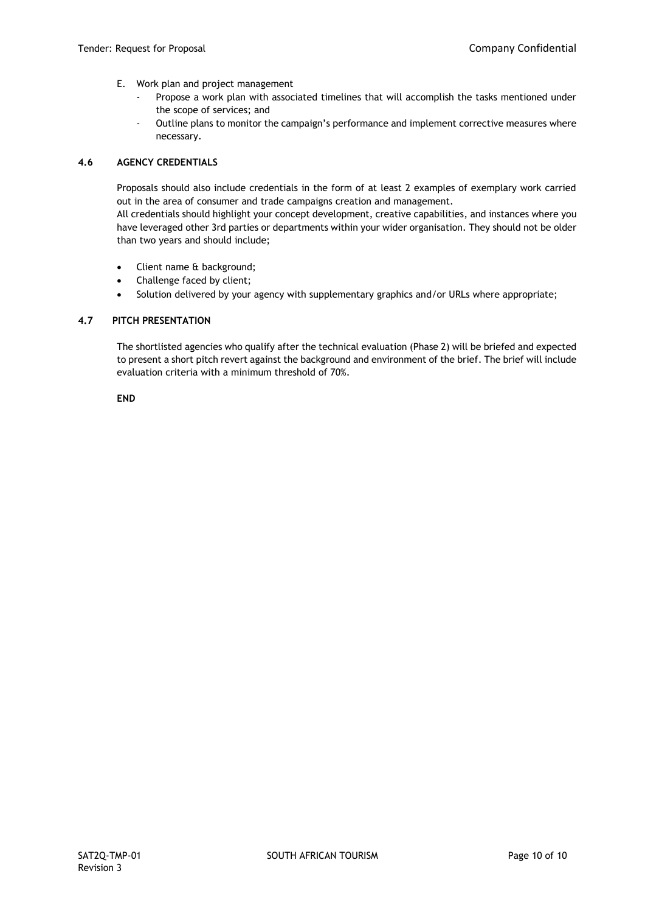E. Work plan and project management
   - Propose a work plan with associated timelines that will accomplish the tasks mentioned under the scope of services; and
   - Outline plans to monitor the campaign's performance and implement corrective measures where necessary.

### 4.6 AGENCY CREDENTIALS

Proposals should also include credentials in the form of at least 2 examples of exemplary work carried out in the area of consumer and trade campaigns creation and management.
All credentials should highlight your concept development, creative capabilities, and instances where you have leveraged other 3rd parties or departments within your wider organisation. They should not be older than two years and should include;

- Client name & background;
- Challenge faced by client;
- Solution delivered by your agency with supplementary graphics and/or URLs where appropriate;

### 4.7 PITCH PRESENTATION

The shortlisted agencies who qualify after the technical evaluation (Phase 2) will be briefed and expected to present a short pitch revert against the background and environment of the brief. The brief will include evaluation criteria with a minimum threshold of 70%.

**END**